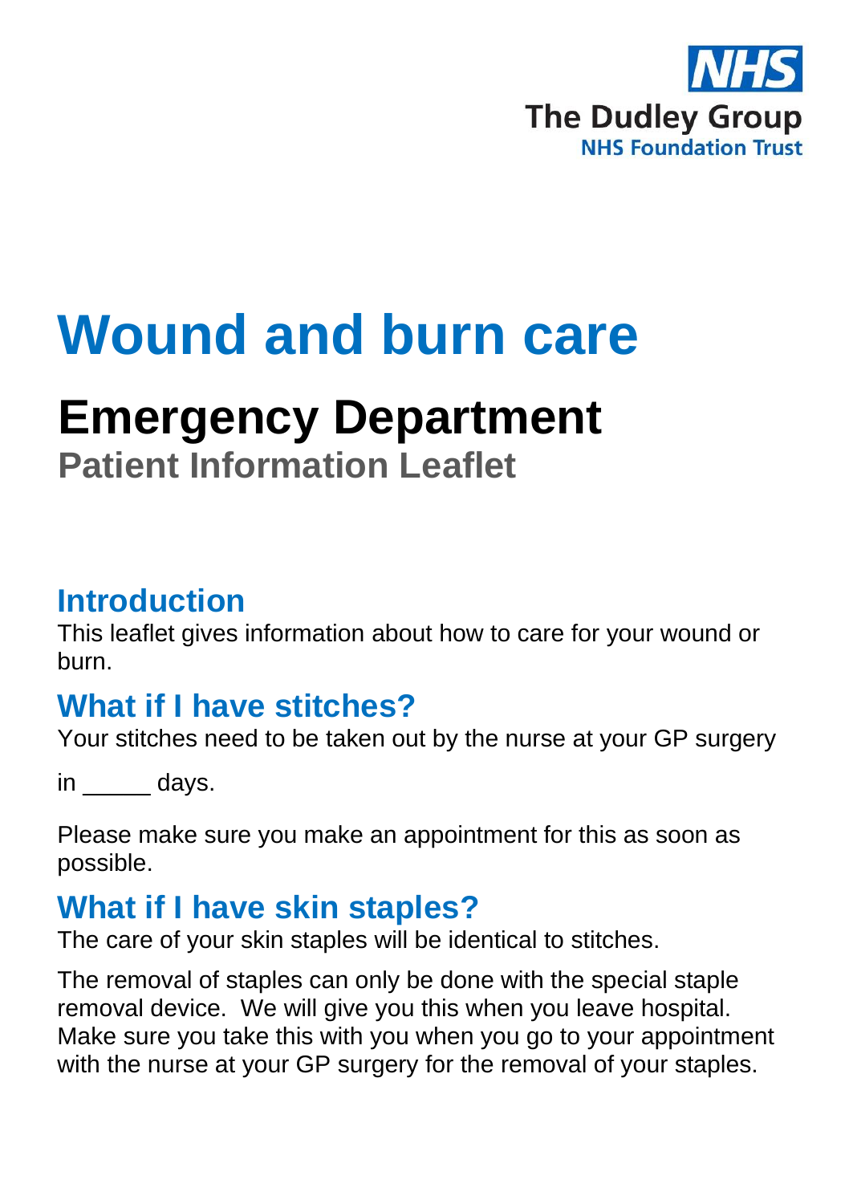The Dudley Group
NHS Foundation Trust

# Wound and burn care

## Emergency Department

### Patient Information Leaflet

## Introduction

This leaflet gives information about how to care for your wound or burn.

## What if I have stitches?

Your stitches need to be taken out by the nurse at your GP surgery

in _____ days.

Please make sure you make an appointment for this as soon as possible.

## What if I have skin staples?

The care of your skin staples will be identical to stitches.

The removal of staples can only be done with the special staple removal device. We will give you this when you leave hospital. Make sure you take this with you when you go to your appointment with the nurse at your GP surgery for the removal of your staples.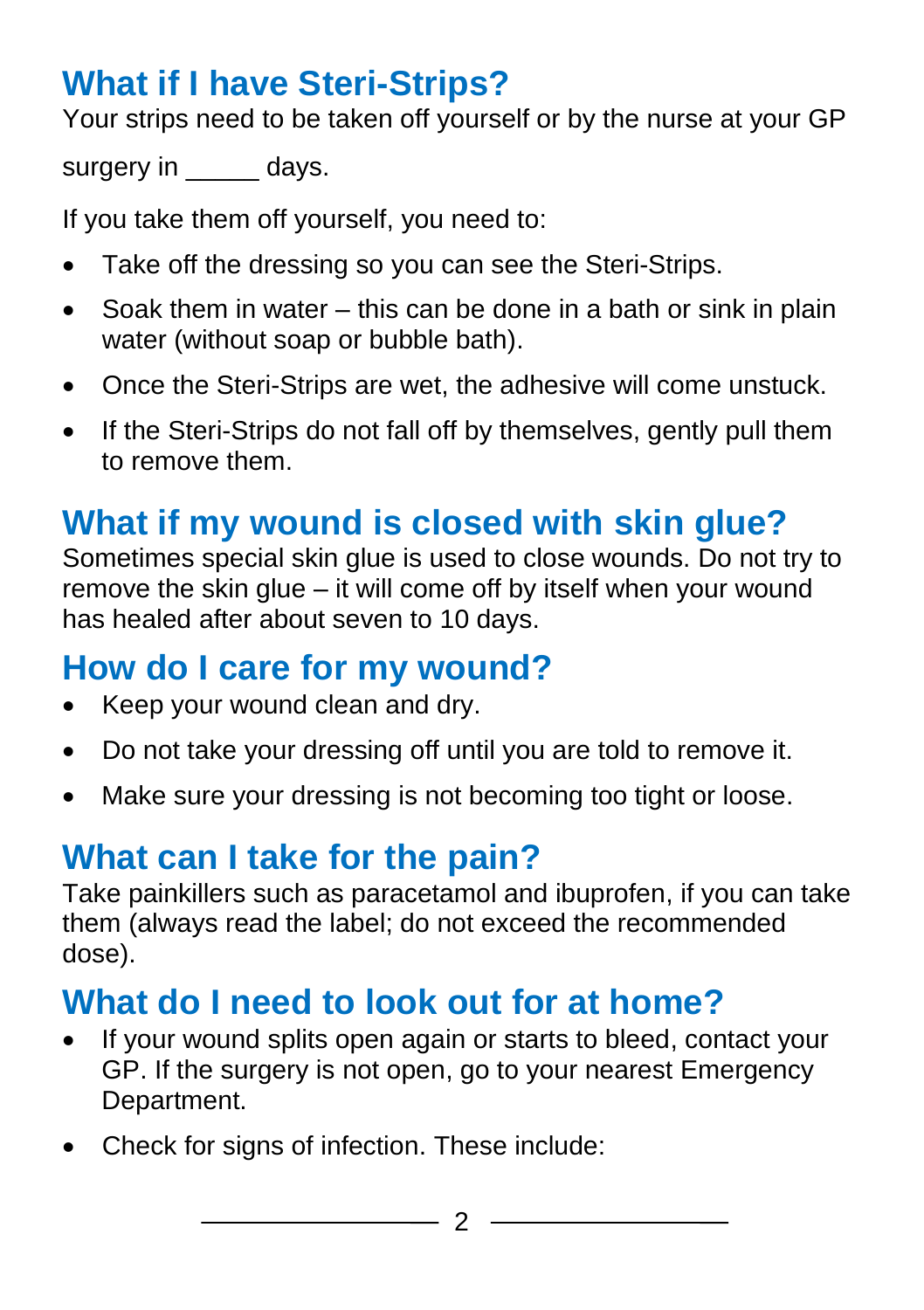## What if I have Steri-Strips?

Your strips need to be taken off yourself or by the nurse at your GP surgery in _____ days.

If you take them off yourself, you need to:

- Take off the dressing so you can see the Steri-Strips.
- Soak them in water – this can be done in a bath or sink in plain water (without soap or bubble bath).
- Once the Steri-Strips are wet, the adhesive will come unstuck.
- If the Steri-Strips do not fall off by themselves, gently pull them to remove them.

## What if my wound is closed with skin glue?

Sometimes special skin glue is used to close wounds. Do not try to remove the skin glue – it will come off by itself when your wound has healed after about seven to 10 days.

## How do I care for my wound?

- Keep your wound clean and dry.
- Do not take your dressing off until you are told to remove it.
- Make sure your dressing is not becoming too tight or loose.

## What can I take for the pain?

Take painkillers such as paracetamol and ibuprofen, if you can take them (always read the label; do not exceed the recommended dose).

## What do I need to look out for at home?

- If your wound splits open again or starts to bleed, contact your GP. If the surgery is not open, go to your nearest Emergency Department.
- Check for signs of infection. These include: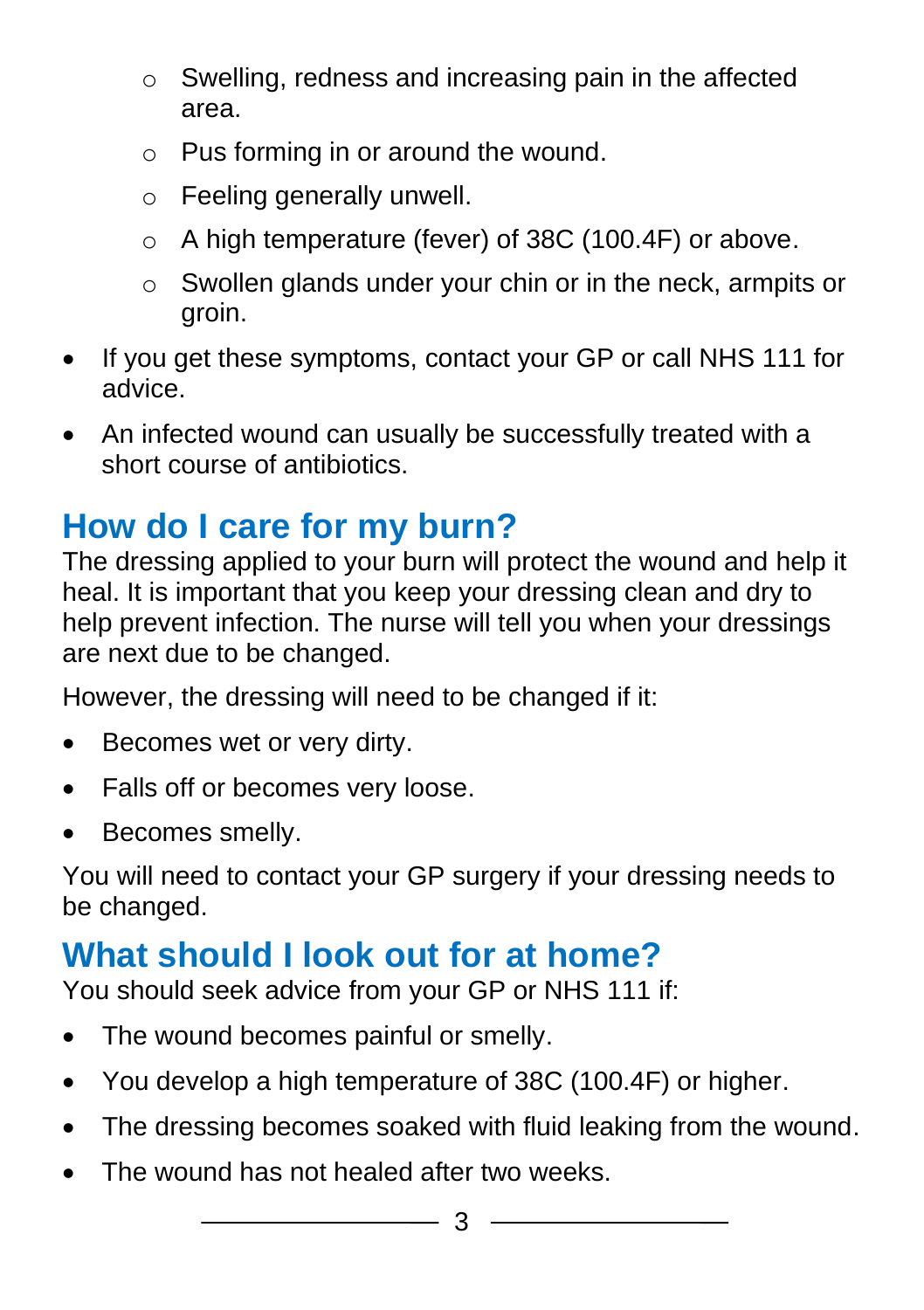- Swelling, redness and increasing pain in the affected area.
    - Pus forming in or around the wound.
    - Feeling generally unwell.
    - A high temperature (fever) of 38C (100.4F) or above.
    - Swollen glands under your chin or in the neck, armpits or groin.
- If you get these symptoms, contact your GP or call NHS 111 for advice.
- An infected wound can usually be successfully treated with a short course of antibiotics.

## How do I care for my burn?

The dressing applied to your burn will protect the wound and help it heal. It is important that you keep your dressing clean and dry to help prevent infection. The nurse will tell you when your dressings are next due to be changed.

However, the dressing will need to be changed if it:

- Becomes wet or very dirty.
- Falls off or becomes very loose.
- Becomes smelly.

You will need to contact your GP surgery if your dressing needs to be changed.

## What should I look out for at home?

You should seek advice from your GP or NHS 111 if:

- The wound becomes painful or smelly.
- You develop a high temperature of 38C (100.4F) or higher.
- The dressing becomes soaked with fluid leaking from the wound.
- The wound has not healed after two weeks.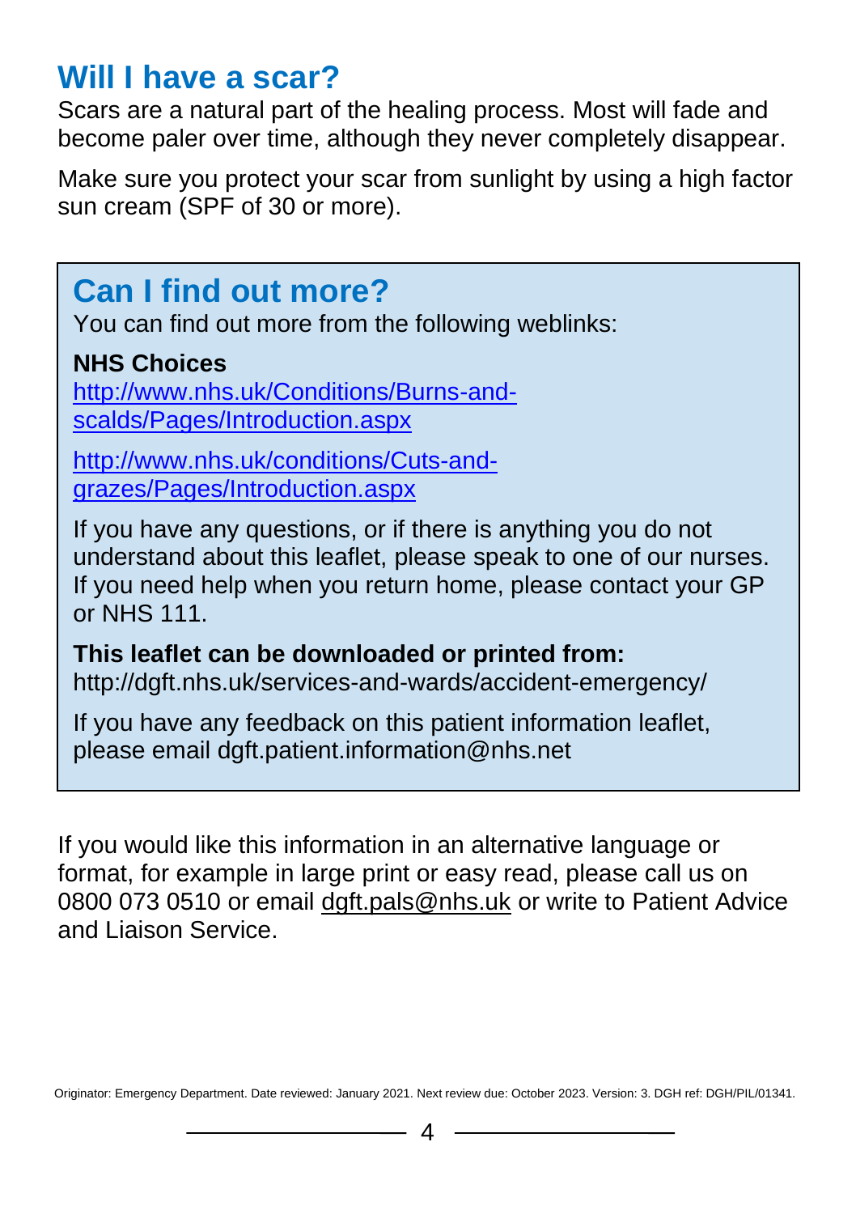## Will I have a scar?

Scars are a natural part of the healing process. Most will fade and become paler over time, although they never completely disappear.

Make sure you protect your scar from sunlight by using a high factor sun cream (SPF of 30 or more).

## Can I find out more?

You can find out more from the following weblinks:

**NHS Choices**

http://www.nhs.uk/Conditions/Burns-and-scalds/Pages/Introduction.aspx

http://www.nhs.uk/conditions/Cuts-and-grazes/Pages/Introduction.aspx

If you have any questions, or if there is anything you do not understand about this leaflet, please speak to one of our nurses. If you need help when you return home, please contact your GP or NHS 111.

**This leaflet can be downloaded or printed from:**
http://dgft.nhs.uk/services-and-wards/accident-emergency/

If you have any feedback on this patient information leaflet, please email dgft.patient.information@nhs.net

If you would like this information in an alternative language or format, for example in large print or easy read, please call us on 0800 073 0510 or email dgft.pals@nhs.uk or write to Patient Advice and Liaison Service.

Originator: Emergency Department. Date reviewed: January 2021. Next review due: October 2023. Version: 3. DGH ref: DGH/PIL/01341.